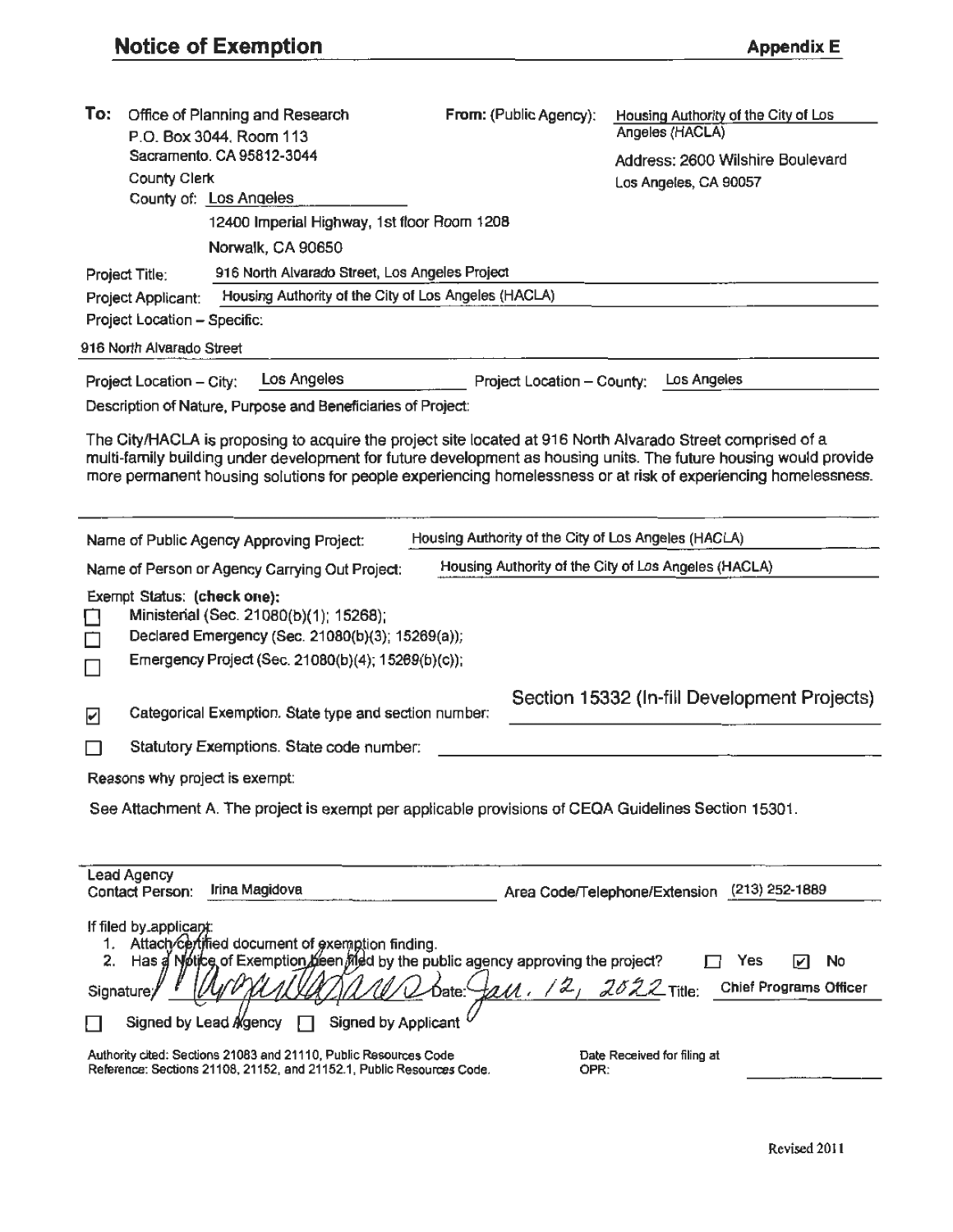# Notice of Exemption

**Appendix E**

**To:** Office of Planning and Research
P.O. Box 3044, Room 113
Sacramento, CA 95812-3044

County Clerk
County of: Los Angeles
12400 Imperial Highway, 1st floor Room 1208
Norwalk, CA 90650

**From:** (Public Agency): Housing Authority of the City of Los Angeles (HACLA)
Address: 2600 Wilshire Boulevard
Los Angeles, CA 90057

Project Title: 916 North Alvarado Street, Los Angeles Project

Project Applicant: Housing Authority of the City of Los Angeles (HACLA)

Project Location – Specific:

916 North Alvarado Street

Project Location – City: Los Angeles  Project Location – County: Los Angeles

Description of Nature, Purpose and Beneficiaries of Project:

The City/HACLA is proposing to acquire the project site located at 916 North Alvarado Street comprised of a multi-family building under development for future development as housing units. The future housing would provide more permanent housing solutions for people experiencing homelessness or at risk of experiencing homelessness.

Name of Public Agency Approving Project: Housing Authority of the City of Los Angeles (HACLA)

Name of Person or Agency Carrying Out Project: Housing Authority of the City of Los Angeles (HACLA)

Exempt Status: **(check one):**

- ☐ Ministerial (Sec. 21080(b)(1); 15268);
- ☐ Declared Emergency (Sec. 21080(b)(3); 15269(a));
- ☐ Emergency Project (Sec. 21080(b)(4); 15269(b)(c));
- ☑ Categorical Exemption. State type and section number: Section 15332 (In-fill Development Projects)
- ☐ Statutory Exemptions. State code number:

Reasons why project is exempt:

See Attachment A. The project is exempt per applicable provisions of CEQA Guidelines Section 15301.

Lead Agency Contact Person: Irina Magidova  Area Code/Telephone/Extension (213) 252-1889

If filed by applicant:

1. Attach certified document of exemption finding.
2. Has a Notice of Exemption been filed by the public agency approving the project? ☐ Yes ☑ No

Signature: [signature] Date: Jan. 12, 2022 Title: Chief Programs Officer

☐ Signed by Lead Agency ☐ Signed by Applicant

Authority cited: Sections 21083 and 21110, Public Resources Code
Reference: Sections 21108, 21152, and 21152.1, Public Resources Code.

Date Received for filing at OPR:

Revised 2011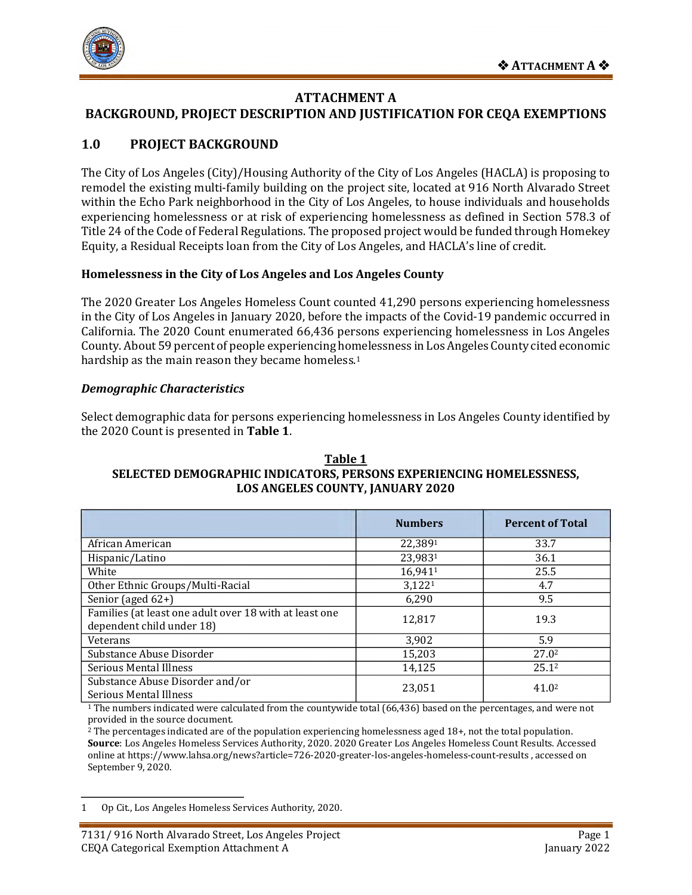# ATTACHMENT A
# BACKGROUND, PROJECT DESCRIPTION AND JUSTIFICATION FOR CEQA EXEMPTIONS

## 1.0 PROJECT BACKGROUND

The City of Los Angeles (City)/Housing Authority of the City of Los Angeles (HACLA) is proposing to remodel the existing multi-family building on the project site, located at 916 North Alvarado Street within the Echo Park neighborhood in the City of Los Angeles, to house individuals and households experiencing homelessness or at risk of experiencing homelessness as defined in Section 578.3 of Title 24 of the Code of Federal Regulations. The proposed project would be funded through Homekey Equity, a Residual Receipts loan from the City of Los Angeles, and HACLA's line of credit.

### Homelessness in the City of Los Angeles and Los Angeles County

The 2020 Greater Los Angeles Homeless Count counted 41,290 persons experiencing homelessness in the City of Los Angeles in January 2020, before the impacts of the Covid-19 pandemic occurred in California. The 2020 Count enumerated 66,436 persons experiencing homelessness in Los Angeles County. About 59 percent of people experiencing homelessness in Los Angeles County cited economic hardship as the main reason they became homeless.[1]

#### *Demographic Characteristics*

Select demographic data for persons experiencing homelessness in Los Angeles County identified by the 2020 Count is presented in **Table 1**.

**Table 1**
**SELECTED DEMOGRAPHIC INDICATORS, PERSONS EXPERIENCING HOMELESSNESS, LOS ANGELES COUNTY, JANUARY 2020**

| | Numbers | Percent of Total |
|---|---|---|
| African American | 22,389[1] | 33.7 |
| Hispanic/Latino | 23,983[1] | 36.1 |
| White | 16,941[1] | 25.5 |
| Other Ethnic Groups/Multi-Racial | 3,122[1] | 4.7 |
| Senior (aged 62+) | 6,290 | 9.5 |
| Families (at least one adult over 18 with at least one dependent child under 18) | 12,817 | 19.3 |
| Veterans | 3,902 | 5.9 |
| Substance Abuse Disorder | 15,203 | 27.0[2] |
| Serious Mental Illness | 14,125 | 25.1[2] |
| Substance Abuse Disorder and/or Serious Mental Illness | 23,051 | 41.0[2] |

[1] The numbers indicated were calculated from the countywide total (66,436) based on the percentages, and were not provided in the source document.
[2] The percentages indicated are of the population experiencing homelessness aged 18+, not the total population.
**Source**: Los Angeles Homeless Services Authority, 2020. 2020 Greater Los Angeles Homeless Count Results. Accessed online at https://www.lahsa.org/news?article=726-2020-greater-los-angeles-homeless-count-results , accessed on September 9, 2020.

---

1 Op Cit., Los Angeles Homeless Services Authority, 2020.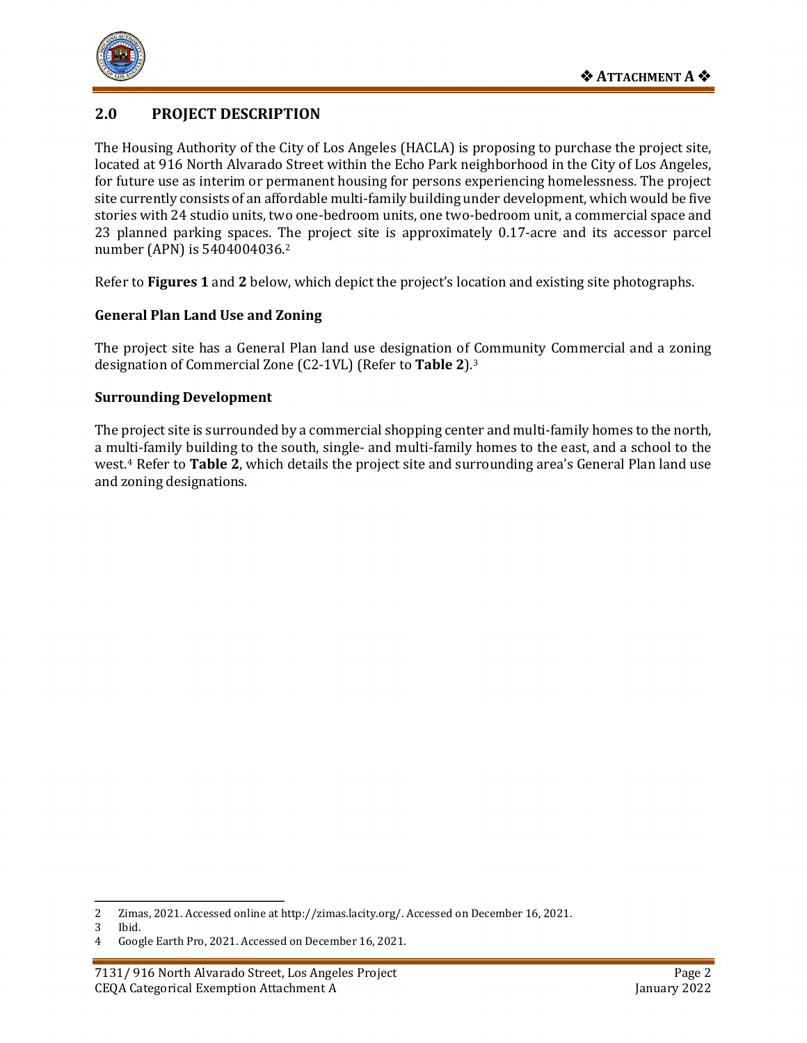## 2.0 PROJECT DESCRIPTION

The Housing Authority of the City of Los Angeles (HACLA) is proposing to purchase the project site, located at 916 North Alvarado Street within the Echo Park neighborhood in the City of Los Angeles, for future use as interim or permanent housing for persons experiencing homelessness. The project site currently consists of an affordable multi-family building under development, which would be five stories with 24 studio units, two one-bedroom units, one two-bedroom unit, a commercial space and 23 planned parking spaces. The project site is approximately 0.17-acre and its accessor parcel number (APN) is 5404004036.[2]

Refer to **Figures 1** and **2** below, which depict the project's location and existing site photographs.

### General Plan Land Use and Zoning

The project site has a General Plan land use designation of Community Commercial and a zoning designation of Commercial Zone (C2-1VL) (Refer to **Table 2**).[3]

### Surrounding Development

The project site is surrounded by a commercial shopping center and multi-family homes to the north, a multi-family building to the south, single- and multi-family homes to the east, and a school to the west.[4] Refer to **Table 2**, which details the project site and surrounding area's General Plan land use and zoning designations.

---

2 Zimas, 2021. Accessed online at http://zimas.lacity.org/. Accessed on December 16, 2021.

3 Ibid.

4 Google Earth Pro, 2021. Accessed on December 16, 2021.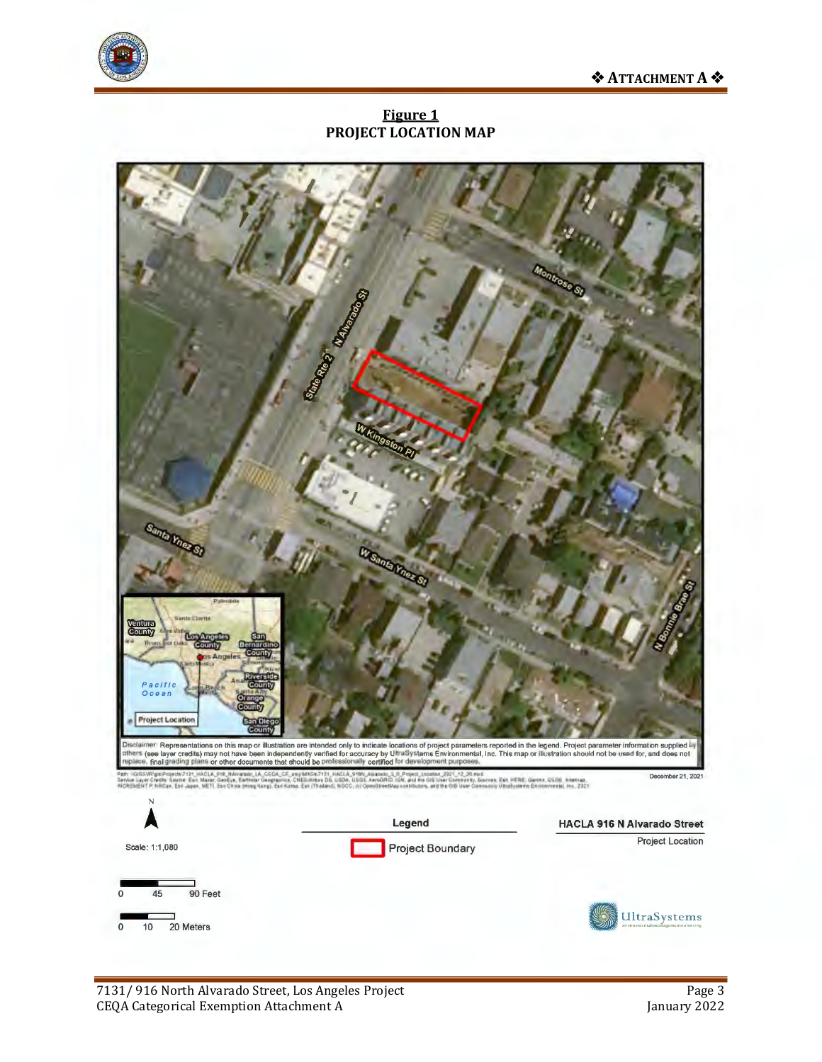## Figure 1
### PROJECT LOCATION MAP

Disclaimer: Representations on this map or illustration are intended only to indicate locations of project parameters reported in the legend. Project parameter information supplied by others (see layer credits) may not have been independently verified for accuracy by UltraSystems Environmental, Inc. This map or illustration should not be used for, and does not replace, final grading plans or other documents that should be professionally certified for development purposes.

December 21, 2021

Scale: 1:1,080

0 45 90 Feet

0 10 20 Meters

Legend

Project Boundary

HACLA 916 N Alvarado Street

Project Location

UltraSystems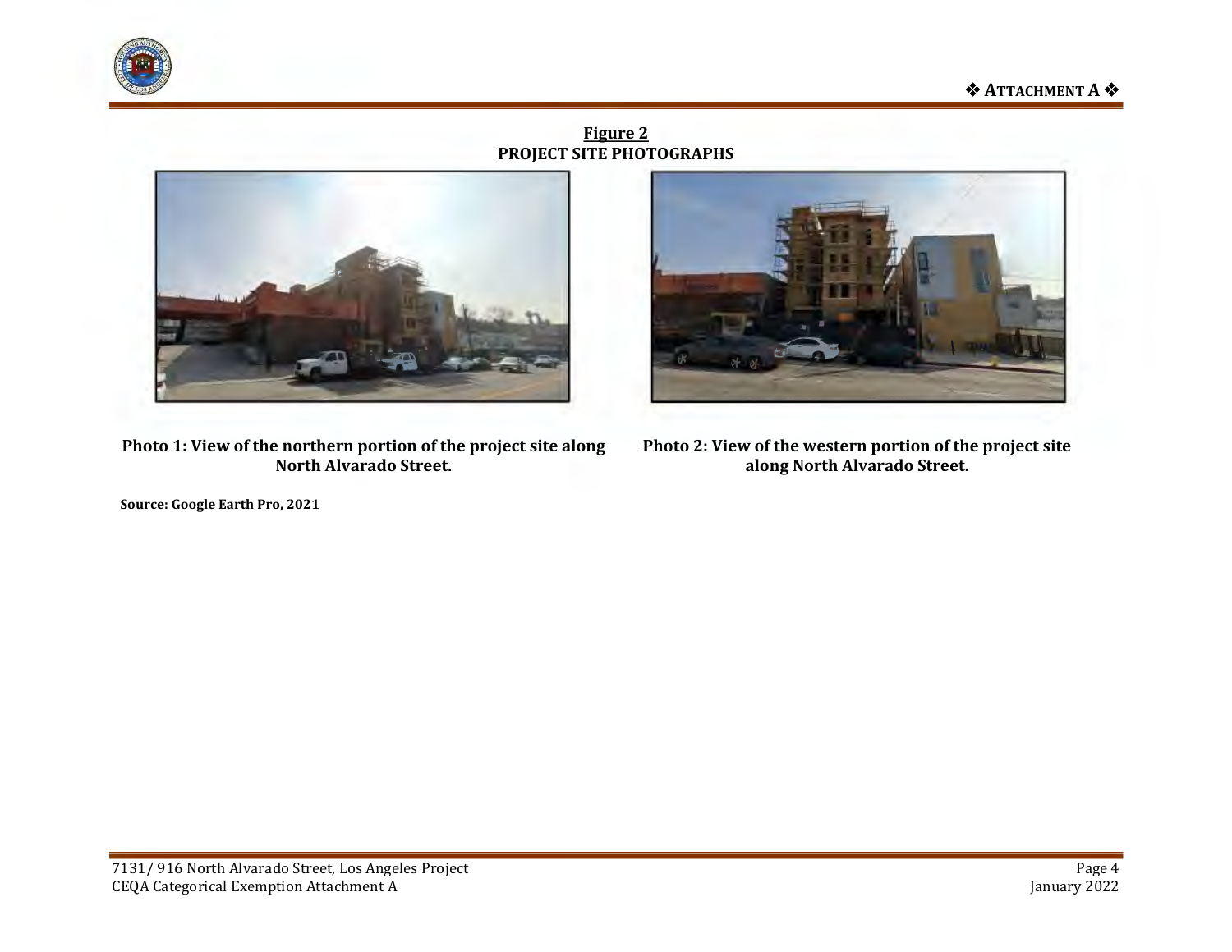**Figure 2**
**PROJECT SITE PHOTOGRAPHS**

**Photo 1: View of the northern portion of the project site along North Alvarado Street.**

**Photo 2: View of the western portion of the project site along North Alvarado Street.**

**Source: Google Earth Pro, 2021**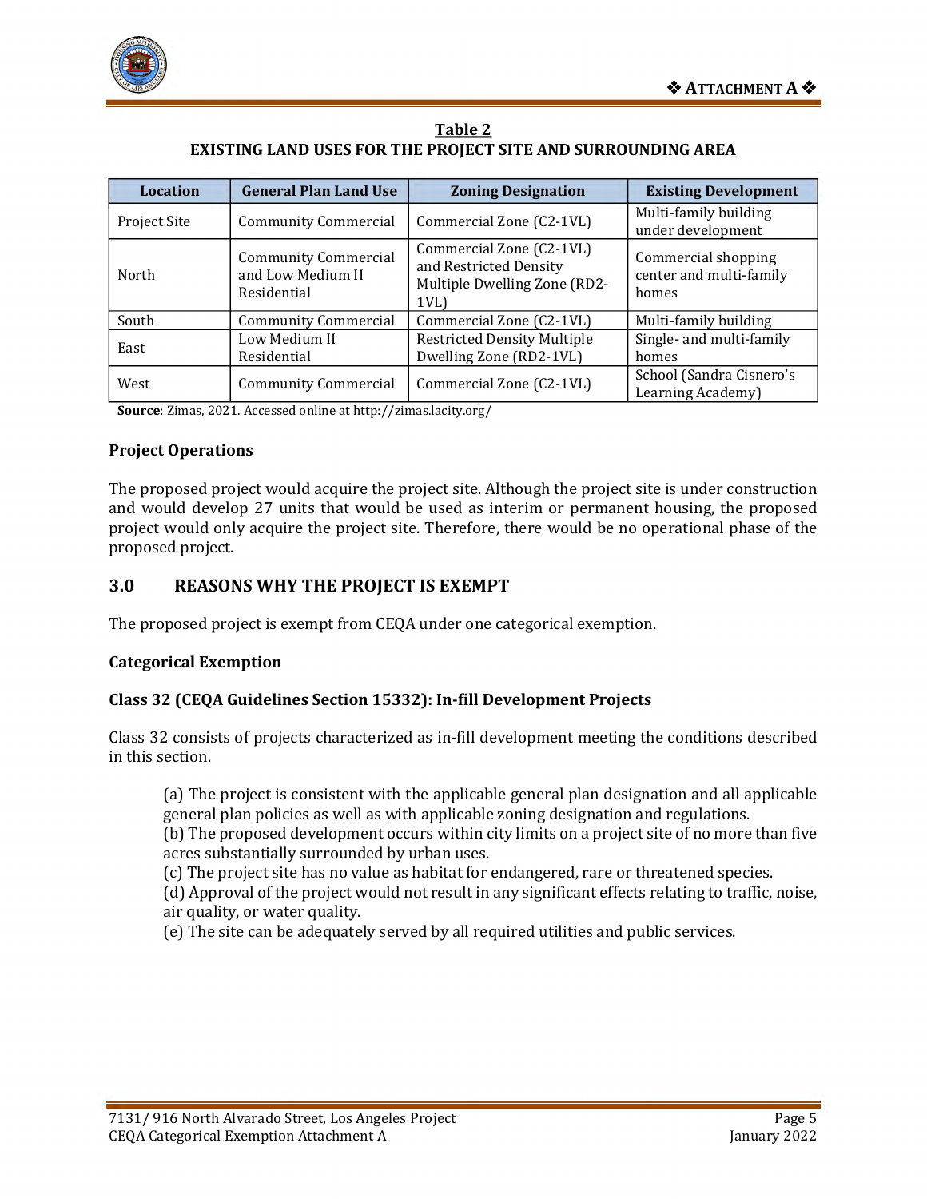**Table 2**
**EXISTING LAND USES FOR THE PROJECT SITE AND SURROUNDING AREA**

| Location | General Plan Land Use | Zoning Designation | Existing Development |
|---|---|---|---|
| Project Site | Community Commercial | Commercial Zone (C2-1VL) | Multi-family building under development |
| North | Community Commercial and Low Medium II Residential | Commercial Zone (C2-1VL) and Restricted Density Multiple Dwelling Zone (RD2-1VL) | Commercial shopping center and multi-family homes |
| South | Community Commercial | Commercial Zone (C2-1VL) | Multi-family building |
| East | Low Medium II Residential | Restricted Density Multiple Dwelling Zone (RD2-1VL) | Single- and multi-family homes |
| West | Community Commercial | Commercial Zone (C2-1VL) | School (Sandra Cisnero's Learning Academy) |

**Source**: Zimas, 2021. Accessed online at http://zimas.lacity.org/

**Project Operations**

The proposed project would acquire the project site. Although the project site is under construction and would develop 27 units that would be used as interim or permanent housing, the proposed project would only acquire the project site. Therefore, there would be no operational phase of the proposed project.

## 3.0 REASONS WHY THE PROJECT IS EXEMPT

The proposed project is exempt from CEQA under one categorical exemption.

**Categorical Exemption**

**Class 32 (CEQA Guidelines Section 15332): In-fill Development Projects**

Class 32 consists of projects characterized as in-fill development meeting the conditions described in this section.

(a) The project is consistent with the applicable general plan designation and all applicable general plan policies as well as with applicable zoning designation and regulations.
(b) The proposed development occurs within city limits on a project site of no more than five acres substantially surrounded by urban uses.
(c) The project site has no value as habitat for endangered, rare or threatened species.
(d) Approval of the project would not result in any significant effects relating to traffic, noise, air quality, or water quality.
(e) The site can be adequately served by all required utilities and public services.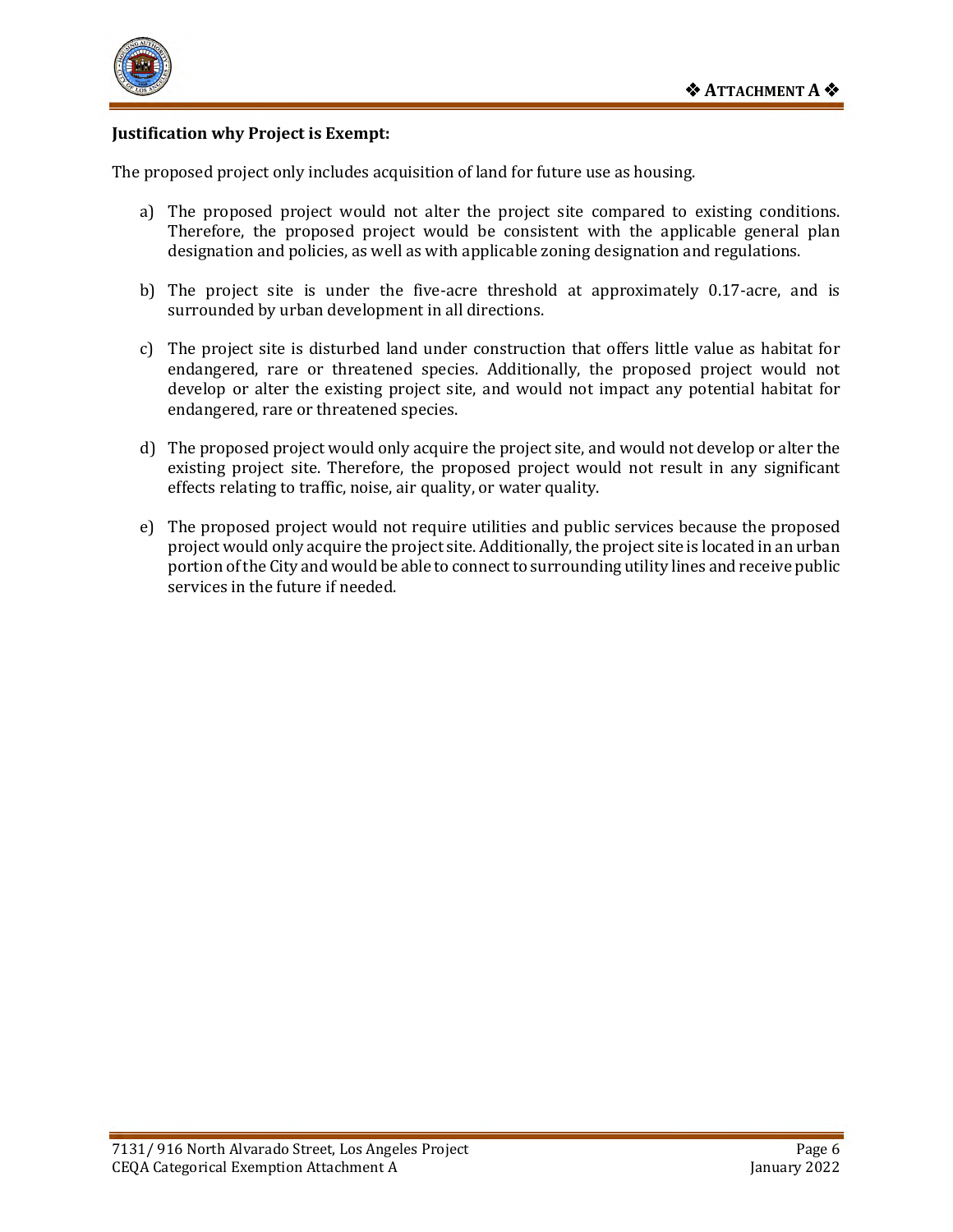**Justification why Project is Exempt:**

The proposed project only includes acquisition of land for future use as housing.

a) The proposed project would not alter the project site compared to existing conditions. Therefore, the proposed project would be consistent with the applicable general plan designation and policies, as well as with applicable zoning designation and regulations.

b) The project site is under the five-acre threshold at approximately 0.17-acre, and is surrounded by urban development in all directions.

c) The project site is disturbed land under construction that offers little value as habitat for endangered, rare or threatened species. Additionally, the proposed project would not develop or alter the existing project site, and would not impact any potential habitat for endangered, rare or threatened species.

d) The proposed project would only acquire the project site, and would not develop or alter the existing project site. Therefore, the proposed project would not result in any significant effects relating to traffic, noise, air quality, or water quality.

e) The proposed project would not require utilities and public services because the proposed project would only acquire the project site. Additionally, the project site is located in an urban portion of the City and would be able to connect to surrounding utility lines and receive public services in the future if needed.